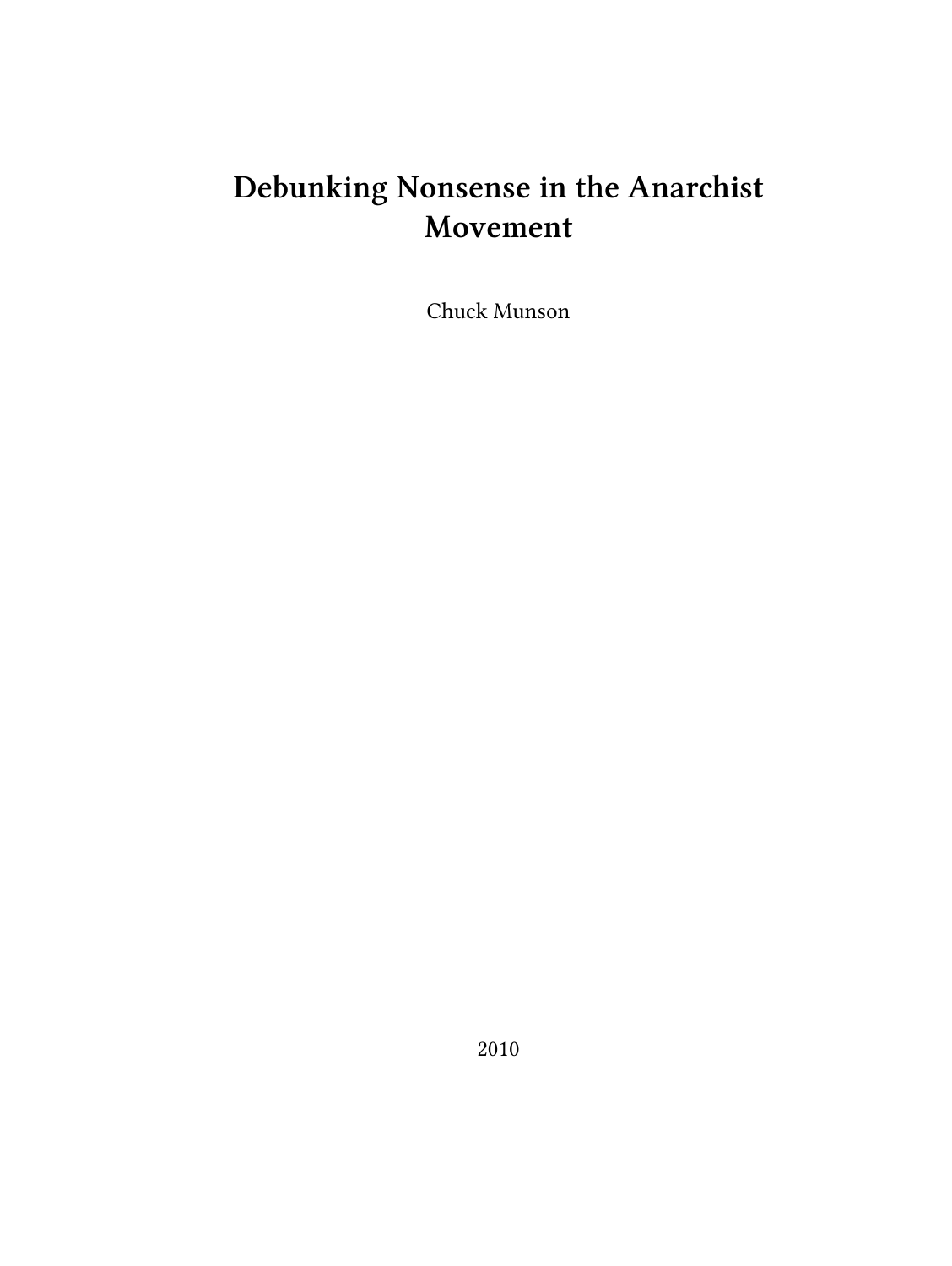# Debunking Nonsense in the Anarchist Movement

Chuck Munson

2010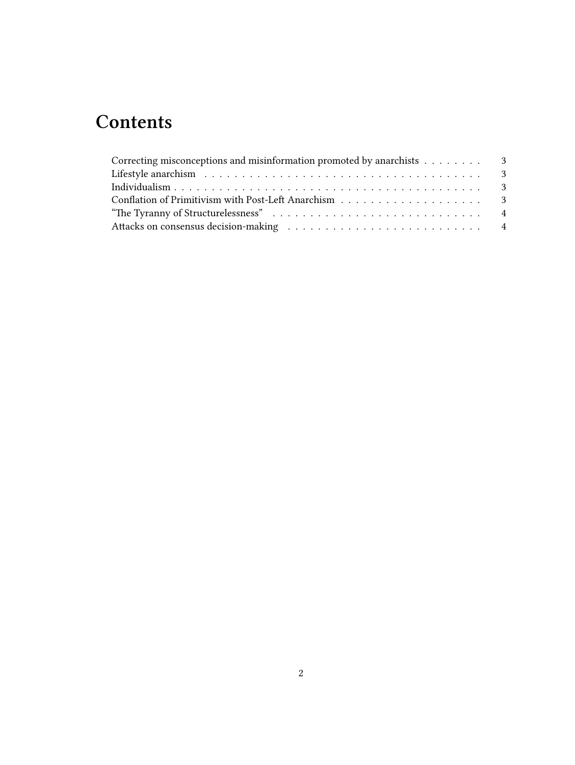# Contents

Correcting misconceptions and misinformation promoted by anarchists . . . . . . . . 3
Lifestyle anarchism . . . . . . . . . . . . . . . . . . . . . . . . . . . . . . . . . . . . . 3
Individualism . . . . . . . . . . . . . . . . . . . . . . . . . . . . . . . . . . . . . . . . 3
Conflation of Primitivism with Post-Left Anarchism . . . . . . . . . . . . . . . . . . . 3
“The Tyranny of Structurelessness” . . . . . . . . . . . . . . . . . . . . . . . . . . . . 4
Attacks on consensus decision-making . . . . . . . . . . . . . . . . . . . . . . . . . . 4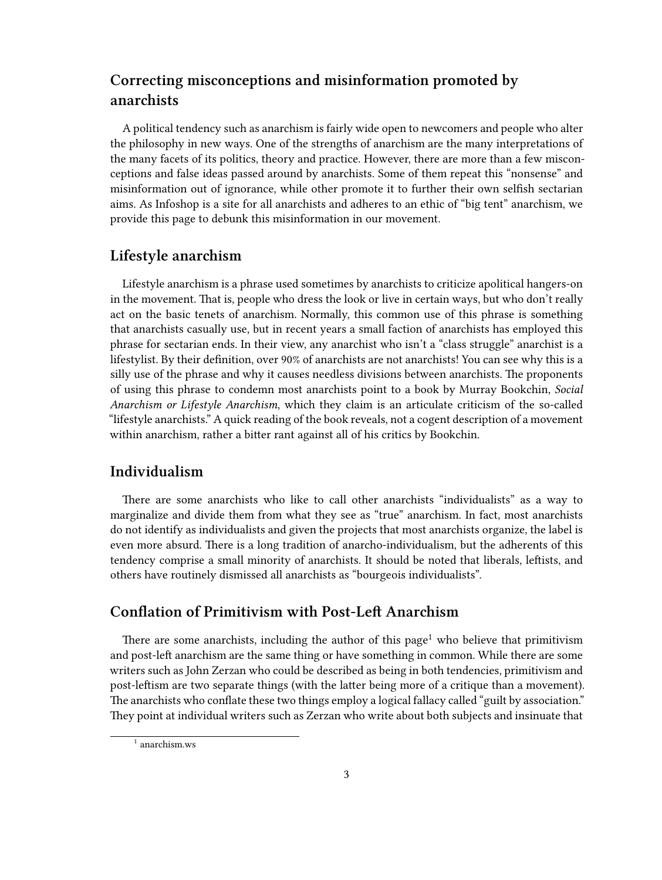## Correcting misconceptions and misinformation promoted by anarchists

A political tendency such as anarchism is fairly wide open to newcomers and people who alter the philosophy in new ways. One of the strengths of anarchism are the many interpretations of the many facets of its politics, theory and practice. However, there are more than a few misconceptions and false ideas passed around by anarchists. Some of them repeat this "nonsense" and misinformation out of ignorance, while other promote it to further their own selfish sectarian aims. As Infoshop is a site for all anarchists and adheres to an ethic of "big tent" anarchism, we provide this page to debunk this misinformation in our movement.

## Lifestyle anarchism

Lifestyle anarchism is a phrase used sometimes by anarchists to criticize apolitical hangers-on in the movement. That is, people who dress the look or live in certain ways, but who don't really act on the basic tenets of anarchism. Normally, this common use of this phrase is something that anarchists casually use, but in recent years a small faction of anarchists has employed this phrase for sectarian ends. In their view, any anarchist who isn't a "class struggle" anarchist is a lifestylist. By their definition, over 90% of anarchists are not anarchists! You can see why this is a silly use of the phrase and why it causes needless divisions between anarchists. The proponents of using this phrase to condemn most anarchists point to a book by Murray Bookchin, *Social Anarchism or Lifestyle Anarchism*, which they claim is an articulate criticism of the so-called "lifestyle anarchists." A quick reading of the book reveals, not a cogent description of a movement within anarchism, rather a bitter rant against all of his critics by Bookchin.

## Individualism

There are some anarchists who like to call other anarchists "individualists" as a way to marginalize and divide them from what they see as "true" anarchism. In fact, most anarchists do not identify as individualists and given the projects that most anarchists organize, the label is even more absurd. There is a long tradition of anarcho-individualism, but the adherents of this tendency comprise a small minority of anarchists. It should be noted that liberals, leftists, and others have routinely dismissed all anarchists as "bourgeois individualists".

## Conflation of Primitivism with Post-Left Anarchism

There are some anarchists, including the author of this page[1] who believe that primitivism and post-left anarchism are the same thing or have something in common. While there are some writers such as John Zerzan who could be described as being in both tendencies, primitivism and post-leftism are two separate things (with the latter being more of a critique than a movement). The anarchists who conflate these two things employ a logical fallacy called "guilt by association." They point at individual writers such as Zerzan who write about both subjects and insinuate that

[1] anarchism.ws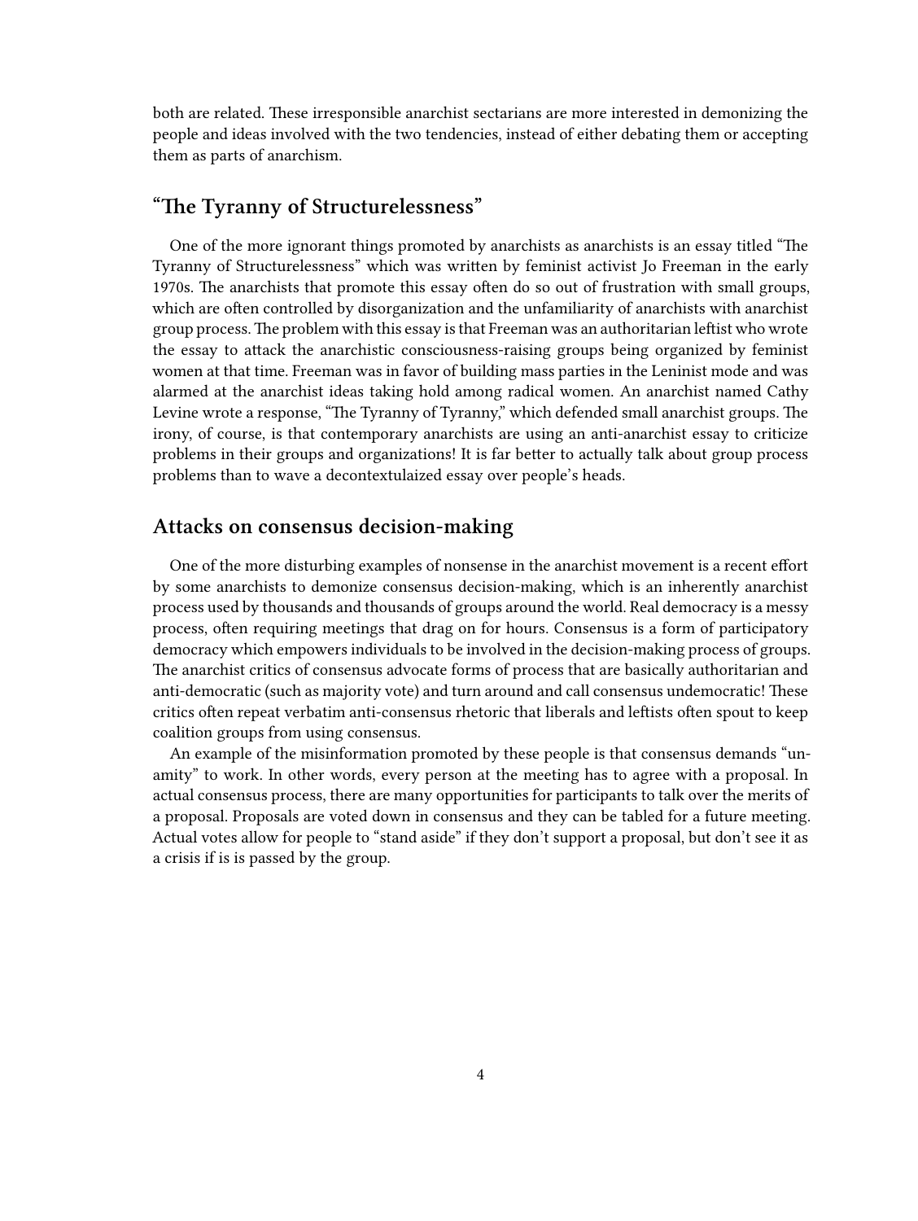both are related. These irresponsible anarchist sectarians are more interested in demonizing the people and ideas involved with the two tendencies, instead of either debating them or accepting them as parts of anarchism.

## "The Tyranny of Structurelessness"

One of the more ignorant things promoted by anarchists as anarchists is an essay titled "The Tyranny of Structurelessness" which was written by feminist activist Jo Freeman in the early 1970s. The anarchists that promote this essay often do so out of frustration with small groups, which are often controlled by disorganization and the unfamiliarity of anarchists with anarchist group process. The problem with this essay is that Freeman was an authoritarian leftist who wrote the essay to attack the anarchistic consciousness-raising groups being organized by feminist women at that time. Freeman was in favor of building mass parties in the Leninist mode and was alarmed at the anarchist ideas taking hold among radical women. An anarchist named Cathy Levine wrote a response, "The Tyranny of Tyranny," which defended small anarchist groups. The irony, of course, is that contemporary anarchists are using an anti-anarchist essay to criticize problems in their groups and organizations! It is far better to actually talk about group process problems than to wave a decontextulaized essay over people's heads.

## Attacks on consensus decision-making

One of the more disturbing examples of nonsense in the anarchist movement is a recent effort by some anarchists to demonize consensus decision-making, which is an inherently anarchist process used by thousands and thousands of groups around the world. Real democracy is a messy process, often requiring meetings that drag on for hours. Consensus is a form of participatory democracy which empowers individuals to be involved in the decision-making process of groups. The anarchist critics of consensus advocate forms of process that are basically authoritarian and anti-democratic (such as majority vote) and turn around and call consensus undemocratic! These critics often repeat verbatim anti-consensus rhetoric that liberals and leftists often spout to keep coalition groups from using consensus.

An example of the misinformation promoted by these people is that consensus demands "unamity" to work. In other words, every person at the meeting has to agree with a proposal. In actual consensus process, there are many opportunities for participants to talk over the merits of a proposal. Proposals are voted down in consensus and they can be tabled for a future meeting. Actual votes allow for people to "stand aside" if they don't support a proposal, but don't see it as a crisis if is is passed by the group.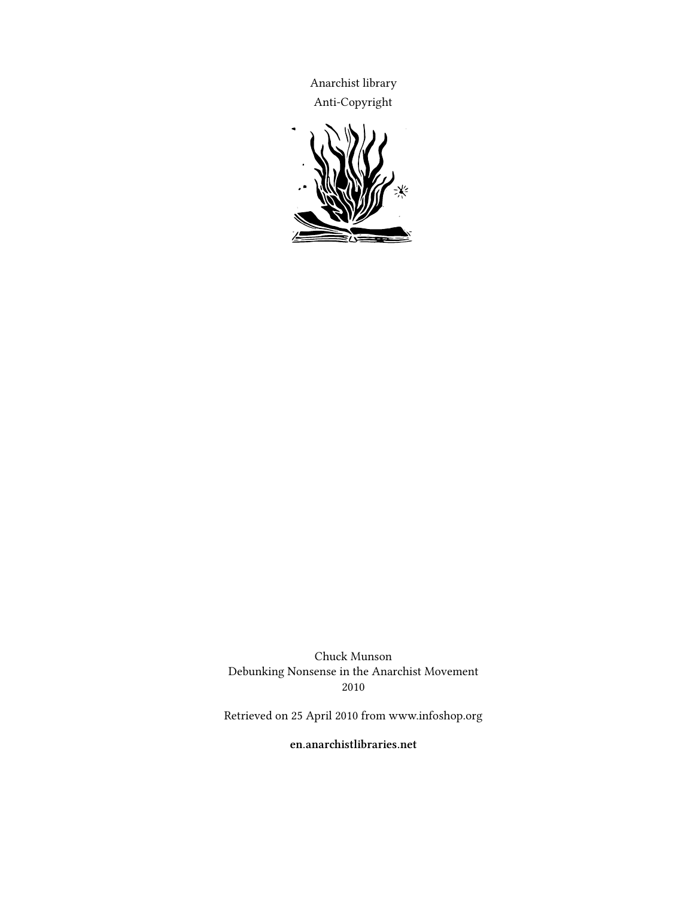Anarchist library
Anti-Copyright

Chuck Munson
Debunking Nonsense in the Anarchist Movement
2010

Retrieved on 25 April 2010 from www.infoshop.org

**en.anarchistlibraries.net**